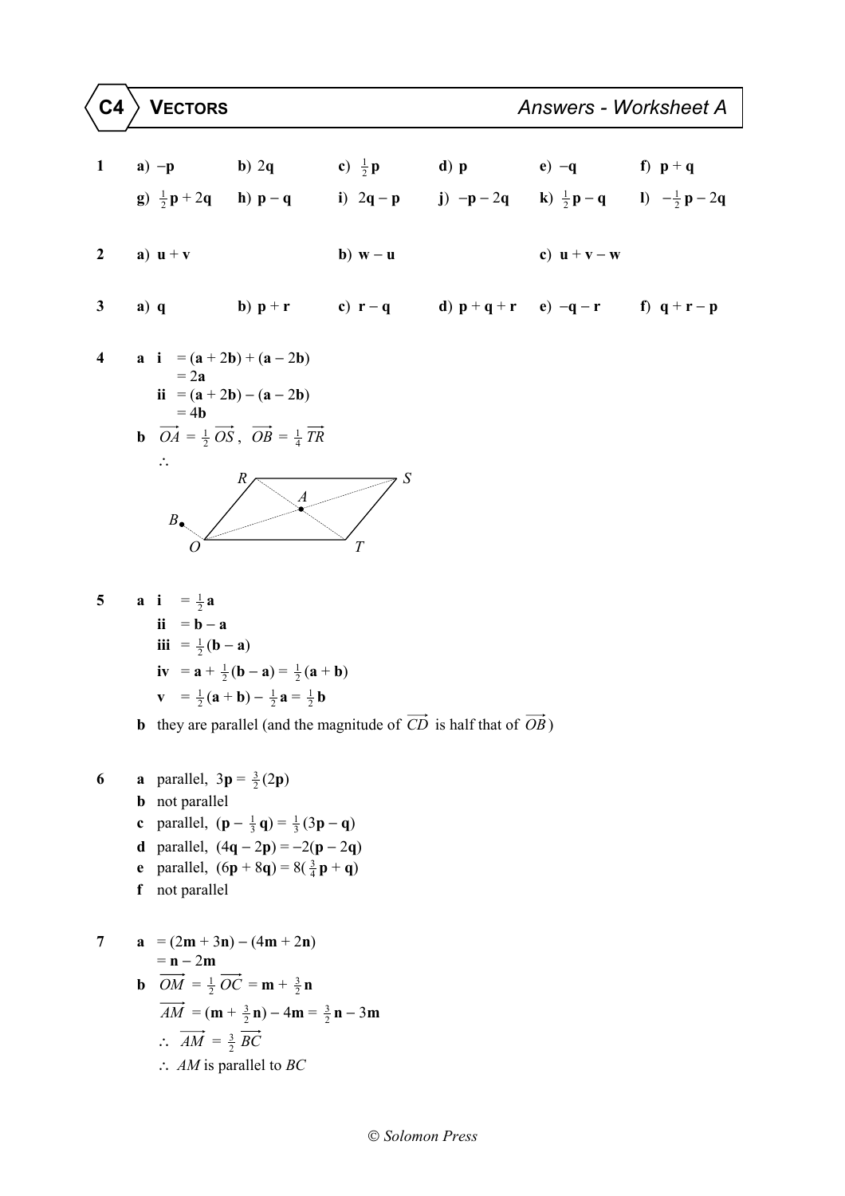# C4 VECTORS — Answers - Worksheet A

**1** a) $-\mathbf{p}$ b) $2\mathbf{q}$ c) $\frac{1}{2}\mathbf{p}$ d) $\mathbf{p}$ e) $-\mathbf{q}$ f) $\mathbf{p} + \mathbf{q}$

g) $\frac{1}{2}\mathbf{p} + 2\mathbf{q}$ h) $\mathbf{p} - \mathbf{q}$ i) $2\mathbf{q} - \mathbf{p}$ j) $-\mathbf{p} - 2\mathbf{q}$ k) $\frac{1}{2}\mathbf{p} - \mathbf{q}$ l) $-\frac{1}{2}\mathbf{p} - 2\mathbf{q}$

**2** a) $\mathbf{u} + \mathbf{v}$ b) $\mathbf{w} - \mathbf{u}$ c) $\mathbf{u} + \mathbf{v} - \mathbf{w}$

**3** a) $\mathbf{q}$ b) $\mathbf{p} + \mathbf{r}$ c) $\mathbf{r} - \mathbf{q}$ d) $\mathbf{p} + \mathbf{q} + \mathbf{r}$ e) $-\mathbf{q} - \mathbf{r}$ f) $\mathbf{q} + \mathbf{r} - \mathbf{p}$

**4** a i $= (\mathbf{a} + 2\mathbf{b}) + (\mathbf{a} - 2\mathbf{b})$
$= 2\mathbf{a}$

ii $= (\mathbf{a} + 2\mathbf{b}) - (\mathbf{a} - 2\mathbf{b})$
$= 4\mathbf{b}$

b $\overrightarrow{OA} = \frac{1}{2}\overrightarrow{OS}$, $\overrightarrow{OB} = \frac{1}{4}\overrightarrow{TR}$

$\therefore$

[Diagram: parallelogram $ORST$ with diagonals $OS$ and $RT$ meeting at $A$; point $B$ just to the left of $O$]

**5** a i $= \frac{1}{2}\mathbf{a}$

ii $= \mathbf{b} - \mathbf{a}$

iii $= \frac{1}{2}(\mathbf{b} - \mathbf{a})$

iv $= \mathbf{a} + \frac{1}{2}(\mathbf{b} - \mathbf{a}) = \frac{1}{2}(\mathbf{a} + \mathbf{b})$

v $= \frac{1}{2}(\mathbf{a} + \mathbf{b}) - \frac{1}{2}\mathbf{a} = \frac{1}{2}\mathbf{b}$

b they are parallel (and the magnitude of $\overrightarrow{CD}$ is half that of $\overrightarrow{OB}$)

**6** a parallel, $3\mathbf{p} = \frac{3}{2}(2\mathbf{p})$

b not parallel

c parallel, $(\mathbf{p} - \frac{1}{3}\mathbf{q}) = \frac{1}{3}(3\mathbf{p} - \mathbf{q})$

d parallel, $(4\mathbf{q} - 2\mathbf{p}) = -2(\mathbf{p} - 2\mathbf{q})$

e parallel, $(6\mathbf{p} + 8\mathbf{q}) = 8(\frac{3}{4}\mathbf{p} + \mathbf{q})$

f not parallel

**7** a $= (2\mathbf{m} + 3\mathbf{n}) - (4\mathbf{m} + 2\mathbf{n})$
$= \mathbf{n} - 2\mathbf{m}$

b $\overrightarrow{OM} = \frac{1}{2}\overrightarrow{OC} = \mathbf{m} + \frac{3}{2}\mathbf{n}$

$\overrightarrow{AM} = (\mathbf{m} + \frac{3}{2}\mathbf{n}) - 4\mathbf{m} = \frac{3}{2}\mathbf{n} - 3\mathbf{m}$

$\therefore\ \overrightarrow{AM} = \frac{3}{2}\overrightarrow{BC}$

$\therefore$ *AM* is parallel to *BC*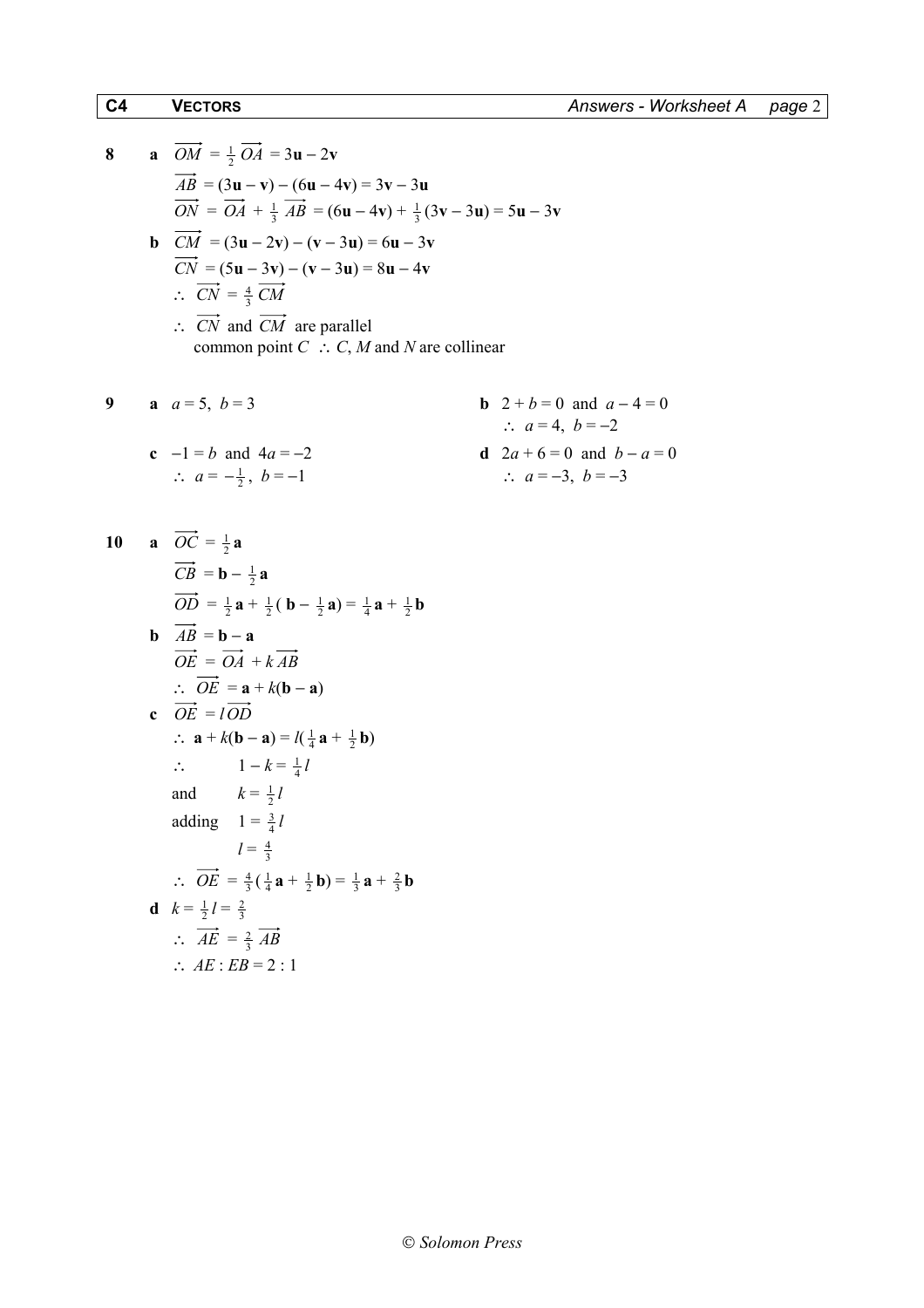**8** **a** $\overrightarrow{OM} = \frac{1}{2}\overrightarrow{OA} = 3\mathbf{u} - 2\mathbf{v}$

$\overrightarrow{AB} = (3\mathbf{u} - \mathbf{v}) - (6\mathbf{u} - 4\mathbf{v}) = 3\mathbf{v} - 3\mathbf{u}$

$\overrightarrow{ON} = \overrightarrow{OA} + \frac{1}{3}\overrightarrow{AB} = (6\mathbf{u} - 4\mathbf{v}) + \frac{1}{3}(3\mathbf{v} - 3\mathbf{u}) = 5\mathbf{u} - 3\mathbf{v}$

**b** $\overrightarrow{CM} = (3\mathbf{u} - 2\mathbf{v}) - (\mathbf{v} - 3\mathbf{u}) = 6\mathbf{u} - 3\mathbf{v}$

$\overrightarrow{CN} = (5\mathbf{u} - 3\mathbf{v}) - (\mathbf{v} - 3\mathbf{u}) = 8\mathbf{u} - 4\mathbf{v}$

$\therefore\ \overrightarrow{CN} = \frac{4}{3}\overrightarrow{CM}$

$\therefore\ \overrightarrow{CN}$ and $\overrightarrow{CM}$ are parallel
common point $C$ $\therefore$ $C$, $M$ and $N$ are collinear

**9** **a** $a = 5,\ b = 3$

**b** $2 + b = 0$ and $a - 4 = 0$
$\therefore\ a = 4,\ b = -2$

**c** $-1 = b$ and $4a = -2$
$\therefore\ a = -\frac{1}{2},\ b = -1$

**d** $2a + 6 = 0$ and $b - a = 0$
$\therefore\ a = -3,\ b = -3$

**10** **a** $\overrightarrow{OC} = \frac{1}{2}\mathbf{a}$

$\overrightarrow{CB} = \mathbf{b} - \frac{1}{2}\mathbf{a}$

$\overrightarrow{OD} = \frac{1}{2}\mathbf{a} + \frac{1}{2}(\mathbf{b} - \frac{1}{2}\mathbf{a}) = \frac{1}{4}\mathbf{a} + \frac{1}{2}\mathbf{b}$

**b** $\overrightarrow{AB} = \mathbf{b} - \mathbf{a}$

$\overrightarrow{OE} = \overrightarrow{OA} + k\overrightarrow{AB}$

$\therefore\ \overrightarrow{OE} = \mathbf{a} + k(\mathbf{b} - \mathbf{a})$

**c** $\overrightarrow{OE} = l\overrightarrow{OD}$

$\therefore\ \mathbf{a} + k(\mathbf{b} - \mathbf{a}) = l(\frac{1}{4}\mathbf{a} + \frac{1}{2}\mathbf{b})$

$\therefore\quad 1 - k = \frac{1}{4}l$

and $\quad k = \frac{1}{2}l$

adding $\quad 1 = \frac{3}{4}l$

$l = \frac{4}{3}$

$\therefore\ \overrightarrow{OE} = \frac{4}{3}(\frac{1}{4}\mathbf{a} + \frac{1}{2}\mathbf{b}) = \frac{1}{3}\mathbf{a} + \frac{2}{3}\mathbf{b}$

**d** $k = \frac{1}{2}l = \frac{2}{3}$

$\therefore\ \overrightarrow{AE} = \frac{2}{3}\overrightarrow{AB}$

$\therefore\ AE : EB = 2 : 1$